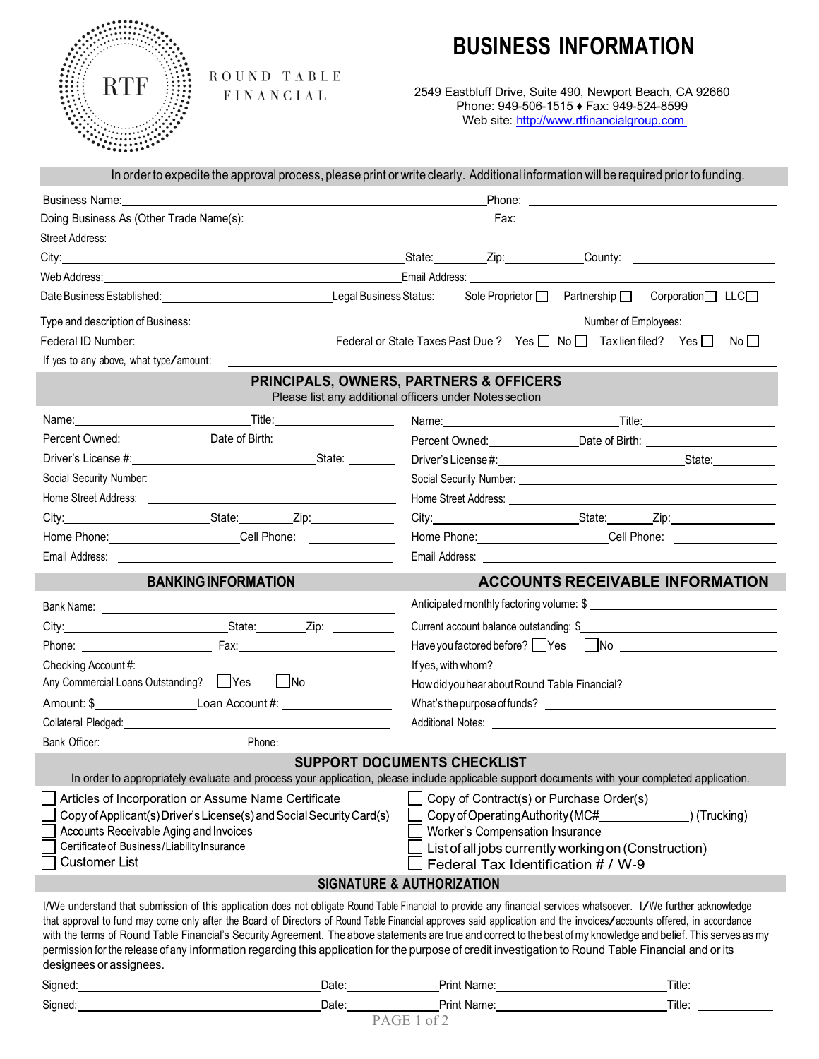RTF

ROUND TABLE FINANCIAL

# BUSINESS INFORMATION

2549 Eastbluff Drive, Suite 490, Newport Beach, CA 92660
Phone: 949-506-1515 ♦ Fax: 949-524-8599
Web site: http://www.rtfinancialgroup.com

In order to expedite the approval process, please print or write clearly. Additional information will be required prior to funding.

Business Name: ______________________ Phone: ______________________

Doing Business As (Other Trade Name(s): ______________________ Fax: ______________________

Street Address: ______________________

City: ______________________ State: ________ Zip: ____________ County: ______________________

Web Address: ______________________ Email Address: ______________________

Date Business Established: ______________________ Legal Business Status: Sole Proprietor ☐ Partnership ☐ Corporation ☐ LLC ☐

Type and description of Business: ______________________ Number of Employees: ____________

Federal ID Number: ______________________ Federal or State Taxes Past Due ? Yes ☐ No ☐ Tax lien filed? Yes ☐ No ☐

If yes to any above, what type/amount: ______________________

## PRINCIPALS, OWNERS, PARTNERS & OFFICERS

Please list any additional officers under Notes section

Name: ______________________ Title: ______________________

Percent Owned: ____________ Date of Birth: ______________________

Driver's License #: ______________________ State: ________

Social Security Number: ______________________

Home Street Address: ______________________

City: ______________________ State: ________ Zip: ____________

Home Phone: ______________________ Cell Phone: ______________________

Email Address: ______________________

Name: ______________________ Title: ______________________

Percent Owned: ____________ Date of Birth: ______________________

Driver's License #: ______________________ State: ________

Social Security Number: ______________________

Home Street Address: ______________________

City: ______________________ State: ________ Zip: ____________

Home Phone: ______________________ Cell Phone: ______________________

Email Address: ______________________

## BANKING INFORMATION

Bank Name: ______________________

City: ______________________ State: ________ Zip: ____________

Phone: ______________________ Fax: ______________________

Checking Account #: ______________________

Any Commercial Loans Outstanding? ☐ Yes ☐ No

Amount: $ ______________ Loan Account #: ______________

Collateral Pledged: ______________________

Bank Officer: ______________________ Phone: ______________________

## ACCOUNTS RECEIVABLE INFORMATION

Anticipated monthly factoring volume: $ ______________________

Current account balance outstanding: $ ______________________

Have you factored before? ☐ Yes ☐ No ______________________

If yes, with whom? ______________________

How did you hear about Round Table Financial? ______________________

What's the purpose of funds? ______________________

Additional Notes: ______________________

## SUPPORT DOCUMENTS CHECKLIST

In order to appropriately evaluate and process your application, please include applicable support documents with your completed application.

- ☐ Articles of Incorporation or Assume Name Certificate
- ☐ Copy of Applicant(s) Driver's License(s) and Social Security Card(s)
- ☐ Accounts Receivable Aging and Invoices
- ☐ Certificate of Business/Liability Insurance
- ☐ Customer List
- ☐ Copy of Contract(s) or Purchase Order(s)
- ☐ Copy of Operating Authority (MC# ______________) (Trucking)
- ☐ Worker's Compensation Insurance
- ☐ List of all jobs currently working on (Construction)
- ☐ Federal Tax Identification # / W-9

## SIGNATURE & AUTHORIZATION

I/We understand that submission of this application does not obligate Round Table Financial to provide any financial services whatsoever. I/We further acknowledge that approval to fund may come only after the Board of Directors of Round Table Financial approves said application and the invoices/accounts offered, in accordance with the terms of Round Table Financial's Security Agreement. The above statements are true and correct to the best of my knowledge and belief. This serves as my permission for the release of any information regarding this application for the purpose of credit investigation to Round Table Financial and or its designees or assignees.

Signed: ______________________ Date: ____________ Print Name: ______________________ Title: ____________

Signed: ______________________ Date: ____________ Print Name: ______________________ Title: ____________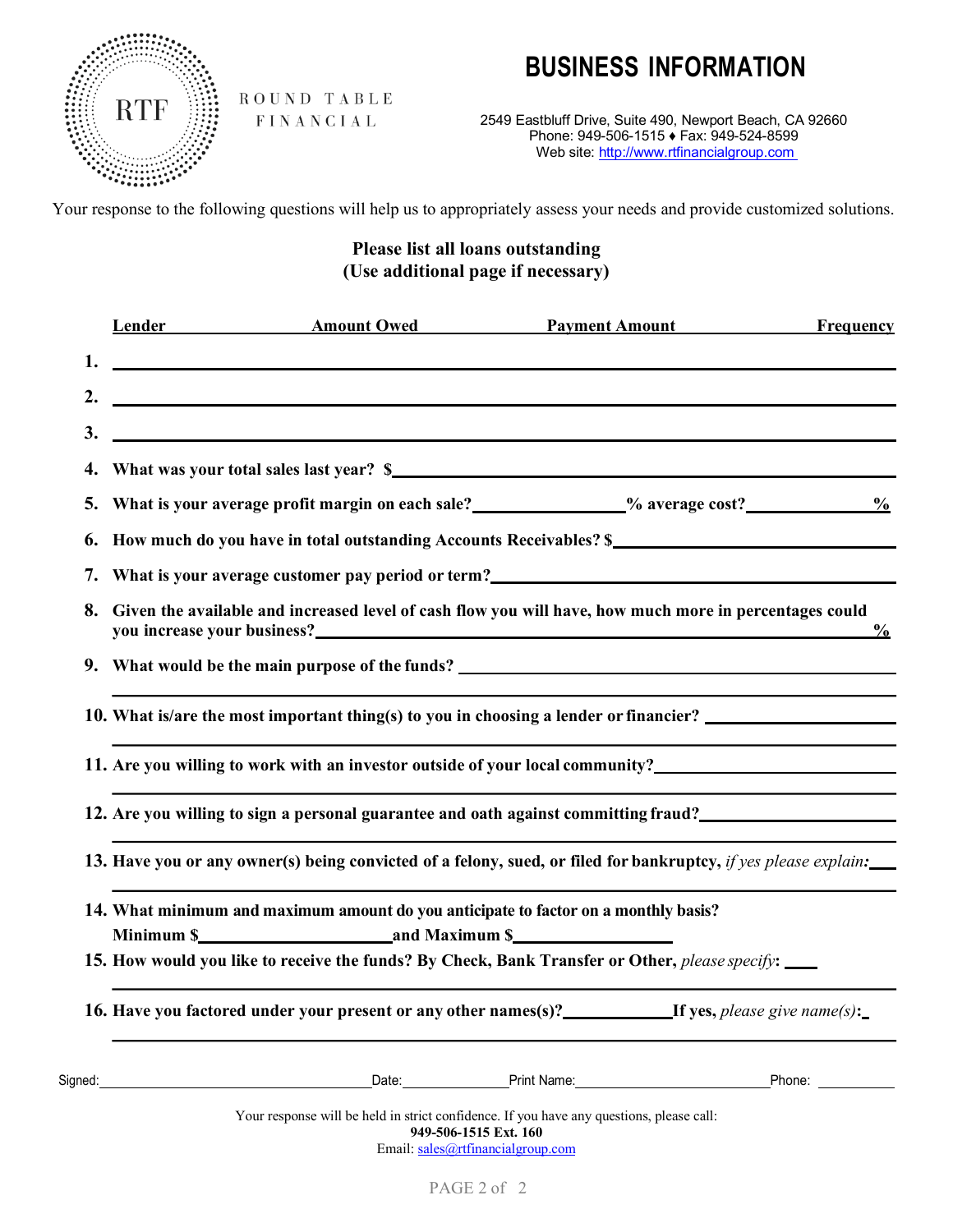RTF

ROUND TABLE FINANCIAL

# BUSINESS INFORMATION

2549 Eastbluff Drive, Suite 490, Newport Beach, CA 92660
Phone: 949-506-1515 ♦ Fax: 949-524-8599
Web site: http://www.rtfinancialgroup.com

Your response to the following questions will help us to appropriately assess your needs and provide customized solutions.

**Please list all loans outstanding**
**(Use additional page if necessary)**

| | Lender | Amount Owed | Payment Amount | Frequency |
|---|---|---|---|---|
| 1. | | | | |
| 2. | | | | |
| 3. | | | | |

**4. What was your total sales last year? $\_\_\_\_\_\_\_\_\_\_\_\_\_\_\_\_\_\_\_\_**

**5. What is your average profit margin on each sale?\_\_\_\_\_\_\_\_\_\_% average cost?\_\_\_\_\_\_\_\_\_\_%**

**6. How much do you have in total outstanding Accounts Receivables? $\_\_\_\_\_\_\_\_\_\_\_\_\_\_\_\_\_\_\_\_**

**7. What is your average customer pay period or term?\_\_\_\_\_\_\_\_\_\_\_\_\_\_\_\_\_\_\_\_**

**8. Given the available and increased level of cash flow you will have, how much more in percentages could you increase your business?\_\_\_\_\_\_\_\_\_\_\_\_\_\_\_\_\_\_\_\_%**

**9. What would be the main purpose of the funds? \_\_\_\_\_\_\_\_\_\_\_\_\_\_\_\_\_\_\_\_**

**10. What is/are the most important thing(s) to you in choosing a lender or financier? \_\_\_\_\_\_\_\_\_\_\_\_\_\_\_\_\_\_\_\_**

**11. Are you willing to work with an investor outside of your local community?\_\_\_\_\_\_\_\_\_\_\_\_\_\_\_\_\_\_\_\_**

**12. Are you willing to sign a personal guarantee and oath against committing fraud?\_\_\_\_\_\_\_\_\_\_\_\_\_\_\_\_\_\_\_\_**

**13. Have you or any owner(s) being convicted of a felony, sued, or filed for bankruptcy,** *if yes please explain:* \_\_\_\_\_\_\_\_\_\_\_\_\_\_\_\_\_\_\_\_

**14. What minimum and maximum amount do you anticipate to factor on a monthly basis?**
**Minimum $\_\_\_\_\_\_\_\_\_\_\_\_\_\_\_\_\_\_\_\_and Maximum $\_\_\_\_\_\_\_\_\_\_\_\_\_\_\_\_\_\_\_\_**

**15. How would you like to receive the funds? By Check, Bank Transfer or Other,** *please specify*: \_\_\_\_\_\_\_\_\_\_\_\_\_\_\_\_\_\_\_\_

**16. Have you factored under your present or any other names(s)?\_\_\_\_\_\_\_\_\_\_If yes,** *please give name(s)*: \_\_\_\_\_\_\_\_\_\_\_\_\_\_\_\_\_\_\_\_

Signed:\_\_\_\_\_\_\_\_\_\_\_\_\_\_\_\_\_\_\_\_ Date:\_\_\_\_\_\_\_\_\_\_ Print Name:\_\_\_\_\_\_\_\_\_\_\_\_\_\_\_\_\_\_\_\_ Phone: \_\_\_\_\_\_\_\_\_\_

Your response will be held in strict confidence. If you have any questions, please call:
**949-506-1515 Ext. 160**
Email: sales@rtfinancialgroup.com